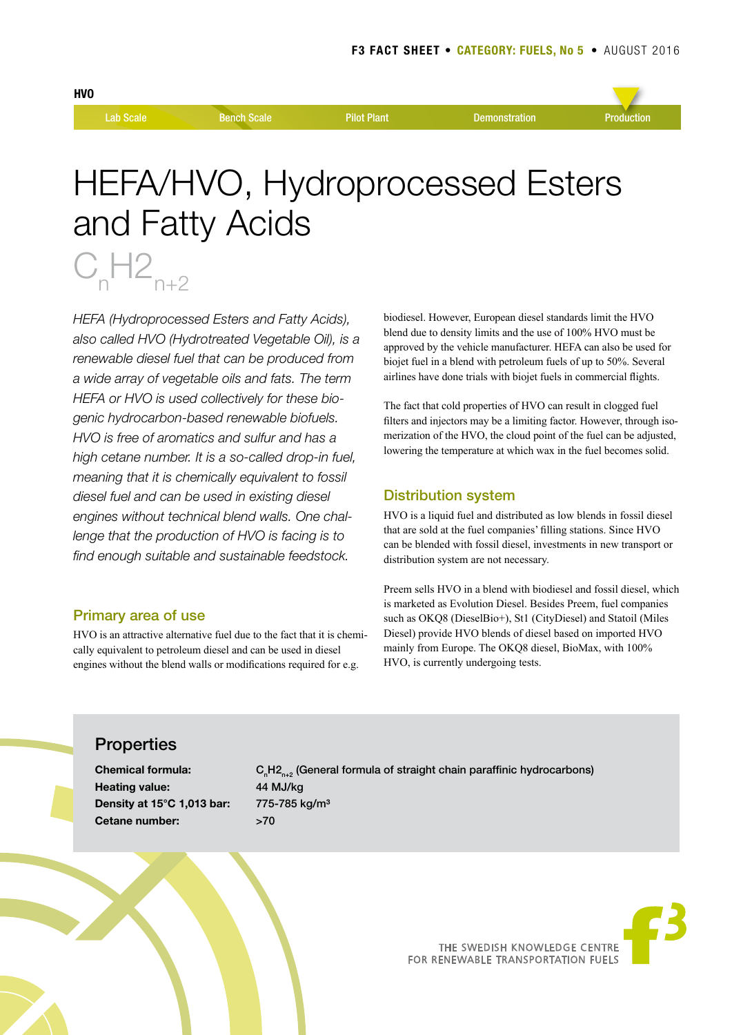HVO

Lab Scale | Bench Scale | Pilot Plant | Demonstration | Production

# HEFA/HVO, Hydroprocessed Esters and Fatty Acids

$C_nH2_{n+2}$

*HEFA (Hydroprocessed Esters and Fatty Acids), also called HVO (Hydrotreated Vegetable Oil), is a renewable diesel fuel that can be produced from a wide array of vegetable oils and fats. The term HEFA or HVO is used collectively for these biogenic hydrocarbon-based renewable biofuels. HVO is free of aromatics and sulfur and has a high cetane number. It is a so-called drop-in fuel, meaning that it is chemically equivalent to fossil diesel fuel and can be used in existing diesel engines without technical blend walls. One challenge that the production of HVO is facing is to find enough suitable and sustainable feedstock.*

## Primary area of use

HVO is an attractive alternative fuel due to the fact that it is chemically equivalent to petroleum diesel and can be used in diesel engines without the blend walls or modifications required for e.g. biodiesel. However, European diesel standards limit the HVO blend due to density limits and the use of 100% HVO must be approved by the vehicle manufacturer. HEFA can also be used for biojet fuel in a blend with petroleum fuels of up to 50%. Several airlines have done trials with biojet fuels in commercial flights.

The fact that cold properties of HVO can result in clogged fuel filters and injectors may be a limiting factor. However, through isomerization of the HVO, the cloud point of the fuel can be adjusted, lowering the temperature at which wax in the fuel becomes solid.

## Distribution system

HVO is a liquid fuel and distributed as low blends in fossil diesel that are sold at the fuel companies' filling stations. Since HVO can be blended with fossil diesel, investments in new transport or distribution system are not necessary.

Preem sells HVO in a blend with biodiesel and fossil diesel, which is marketed as Evolution Diesel. Besides Preem, fuel companies such as OKQ8 (DieselBio+), St1 (CityDiesel) and Statoil (Miles Diesel) provide HVO blends of diesel based on imported HVO mainly from Europe. The OKQ8 diesel, BioMax, with 100% HVO, is currently undergoing tests.

## Properties

| | |
|---|---|
| **Chemical formula:** | $C_nH2_{n+2}$ (General formula of straight chain paraffinic hydrocarbons) |
| **Heating value:** | 44 MJ/kg |
| **Density at 15°C 1,013 bar:** | 775-785 kg/m³ |
| **Cetane number:** | >70 |

THE SWEDISH KNOWLEDGE CENTRE FOR RENEWABLE TRANSPORTATION FUELS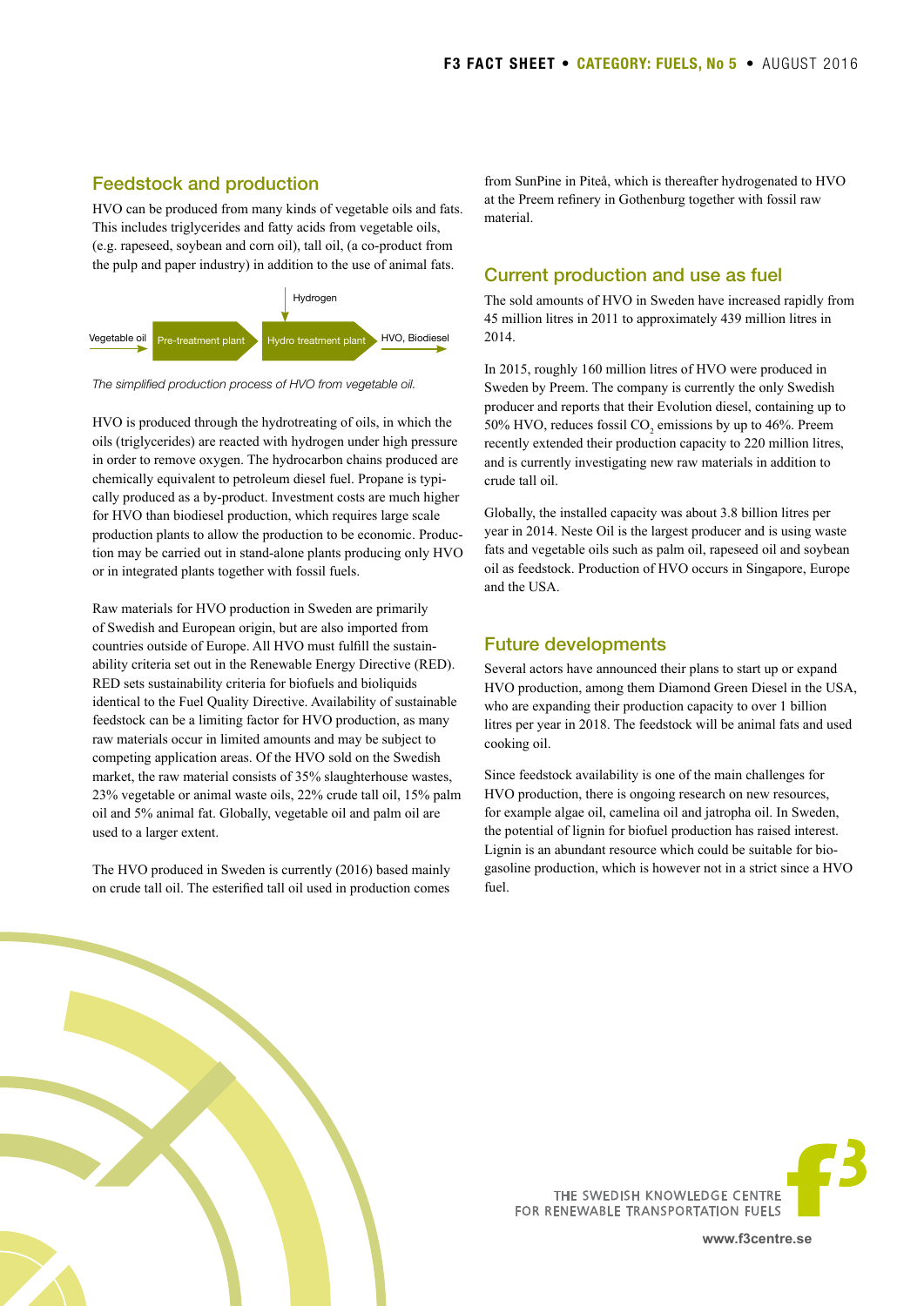## Feedstock and production

HVO can be produced from many kinds of vegetable oils and fats. This includes triglycerides and fatty acids from vegetable oils, (e.g. rapeseed, soybean and corn oil), tall oil, (a co-product from the pulp and paper industry) in addition to the use of animal fats.

Hydrogen

Vegetable oil → Pre-treatment plant → Hydro treatment plant → HVO, Biodiesel

*The simplified production process of HVO from vegetable oil.*

HVO is produced through the hydrotreating of oils, in which the oils (triglycerides) are reacted with hydrogen under high pressure in order to remove oxygen. The hydrocarbon chains produced are chemically equivalent to petroleum diesel fuel. Propane is typically produced as a by-product. Investment costs are much higher for HVO than biodiesel production, which requires large scale production plants to allow the production to be economic. Production may be carried out in stand-alone plants producing only HVO or in integrated plants together with fossil fuels.

Raw materials for HVO production in Sweden are primarily of Swedish and European origin, but are also imported from countries outside of Europe. All HVO must fulfill the sustainability criteria set out in the Renewable Energy Directive (RED). RED sets sustainability criteria for biofuels and bioliquids identical to the Fuel Quality Directive. Availability of sustainable feedstock can be a limiting factor for HVO production, as many raw materials occur in limited amounts and may be subject to competing application areas. Of the HVO sold on the Swedish market, the raw material consists of 35% slaughterhouse wastes, 23% vegetable or animal waste oils, 22% crude tall oil, 15% palm oil and 5% animal fat. Globally, vegetable oil and palm oil are used to a larger extent.

The HVO produced in Sweden is currently (2016) based mainly on crude tall oil. The esterified tall oil used in production comes from SunPine in Piteå, which is thereafter hydrogenated to HVO at the Preem refinery in Gothenburg together with fossil raw material.

## Current production and use as fuel

The sold amounts of HVO in Sweden have increased rapidly from 45 million litres in 2011 to approximately 439 million litres in 2014.

In 2015, roughly 160 million litres of HVO were produced in Sweden by Preem. The company is currently the only Swedish producer and reports that their Evolution diesel, containing up to 50% HVO, reduces fossil $CO_2$ emissions by up to 46%. Preem recently extended their production capacity to 220 million litres, and is currently investigating new raw materials in addition to crude tall oil.

Globally, the installed capacity was about 3.8 billion litres per year in 2014. Neste Oil is the largest producer and is using waste fats and vegetable oils such as palm oil, rapeseed oil and soybean oil as feedstock. Production of HVO occurs in Singapore, Europe and the USA.

## Future developments

Several actors have announced their plans to start up or expand HVO production, among them Diamond Green Diesel in the USA, who are expanding their production capacity to over 1 billion litres per year in 2018. The feedstock will be animal fats and used cooking oil.

Since feedstock availability is one of the main challenges for HVO production, there is ongoing research on new resources, for example algae oil, camelina oil and jatropha oil. In Sweden, the potential of lignin for biofuel production has raised interest. Lignin is an abundant resource which could be suitable for biogasoline production, which is however not in a strict since a HVO fuel.

THE SWEDISH KNOWLEDGE CENTRE FOR RENEWABLE TRANSPORTATION FUELS

www.f3centre.se